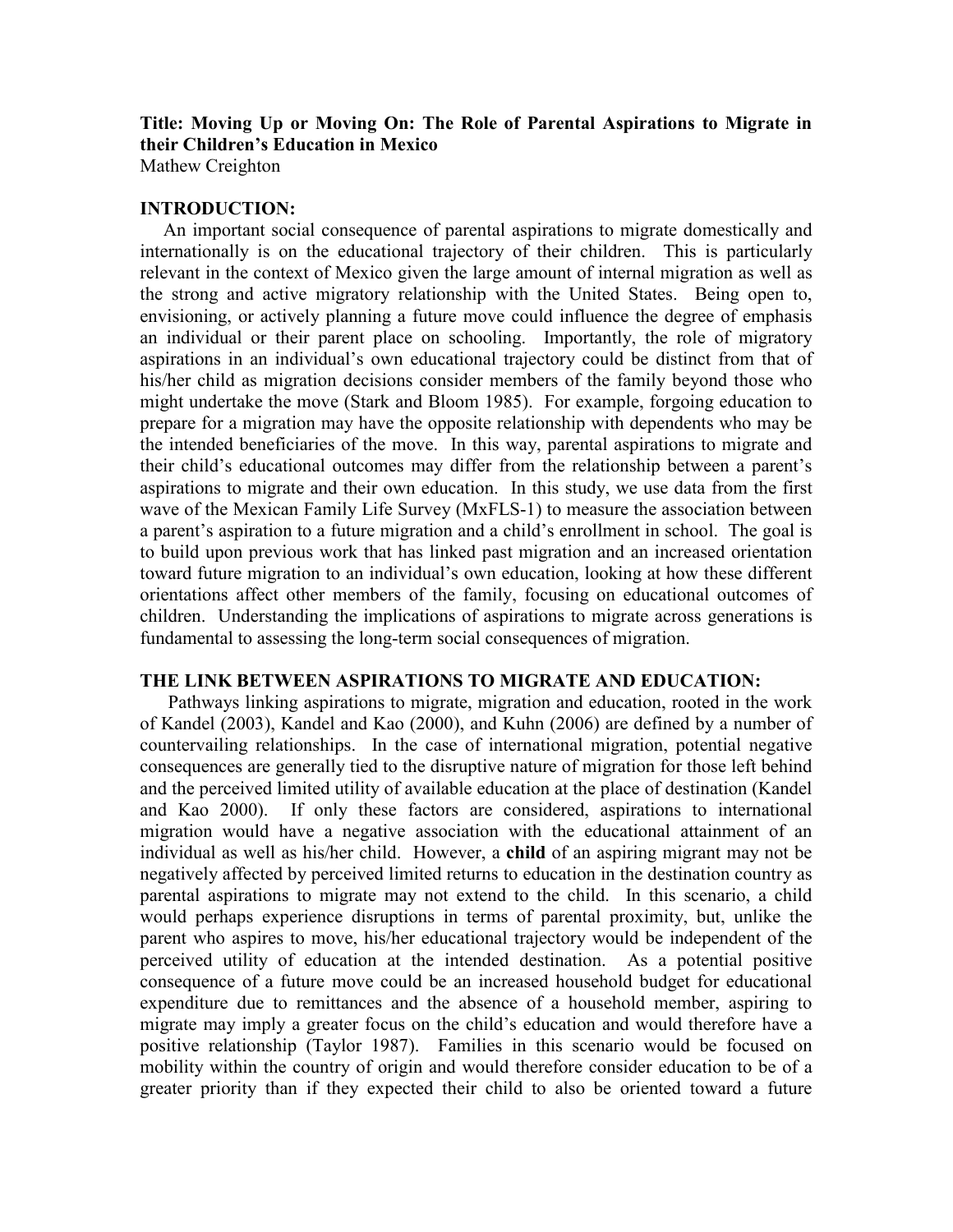**Title: Moving Up or Moving On: The Role of Parental Aspirations to Migrate in their Children's Education in Mexico**

Mathew Creighton

## INTRODUCTION:

An important social consequence of parental aspirations to migrate domestically and internationally is on the educational trajectory of their children. This is particularly relevant in the context of Mexico given the large amount of internal migration as well as the strong and active migratory relationship with the United States. Being open to, envisioning, or actively planning a future move could influence the degree of emphasis an individual or their parent place on schooling. Importantly, the role of migratory aspirations in an individual's own educational trajectory could be distinct from that of his/her child as migration decisions consider members of the family beyond those who might undertake the move (Stark and Bloom 1985). For example, forgoing education to prepare for a migration may have the opposite relationship with dependents who may be the intended beneficiaries of the move. In this way, parental aspirations to migrate and their child's educational outcomes may differ from the relationship between a parent's aspirations to migrate and their own education. In this study, we use data from the first wave of the Mexican Family Life Survey (MxFLS-1) to measure the association between a parent's aspiration to a future migration and a child's enrollment in school. The goal is to build upon previous work that has linked past migration and an increased orientation toward future migration to an individual's own education, looking at how these different orientations affect other members of the family, focusing on educational outcomes of children. Understanding the implications of aspirations to migrate across generations is fundamental to assessing the long-term social consequences of migration.

## THE LINK BETWEEN ASPIRATIONS TO MIGRATE AND EDUCATION:

Pathways linking aspirations to migrate, migration and education, rooted in the work of Kandel (2003), Kandel and Kao (2000), and Kuhn (2006) are defined by a number of countervailing relationships. In the case of international migration, potential negative consequences are generally tied to the disruptive nature of migration for those left behind and the perceived limited utility of available education at the place of destination (Kandel and Kao 2000). If only these factors are considered, aspirations to international migration would have a negative association with the educational attainment of an individual as well as his/her child. However, a **child** of an aspiring migrant may not be negatively affected by perceived limited returns to education in the destination country as parental aspirations to migrate may not extend to the child. In this scenario, a child would perhaps experience disruptions in terms of parental proximity, but, unlike the parent who aspires to move, his/her educational trajectory would be independent of the perceived utility of education at the intended destination. As a potential positive consequence of a future move could be an increased household budget for educational expenditure due to remittances and the absence of a household member, aspiring to migrate may imply a greater focus on the child's education and would therefore have a positive relationship (Taylor 1987). Families in this scenario would be focused on mobility within the country of origin and would therefore consider education to be of a greater priority than if they expected their child to also be oriented toward a future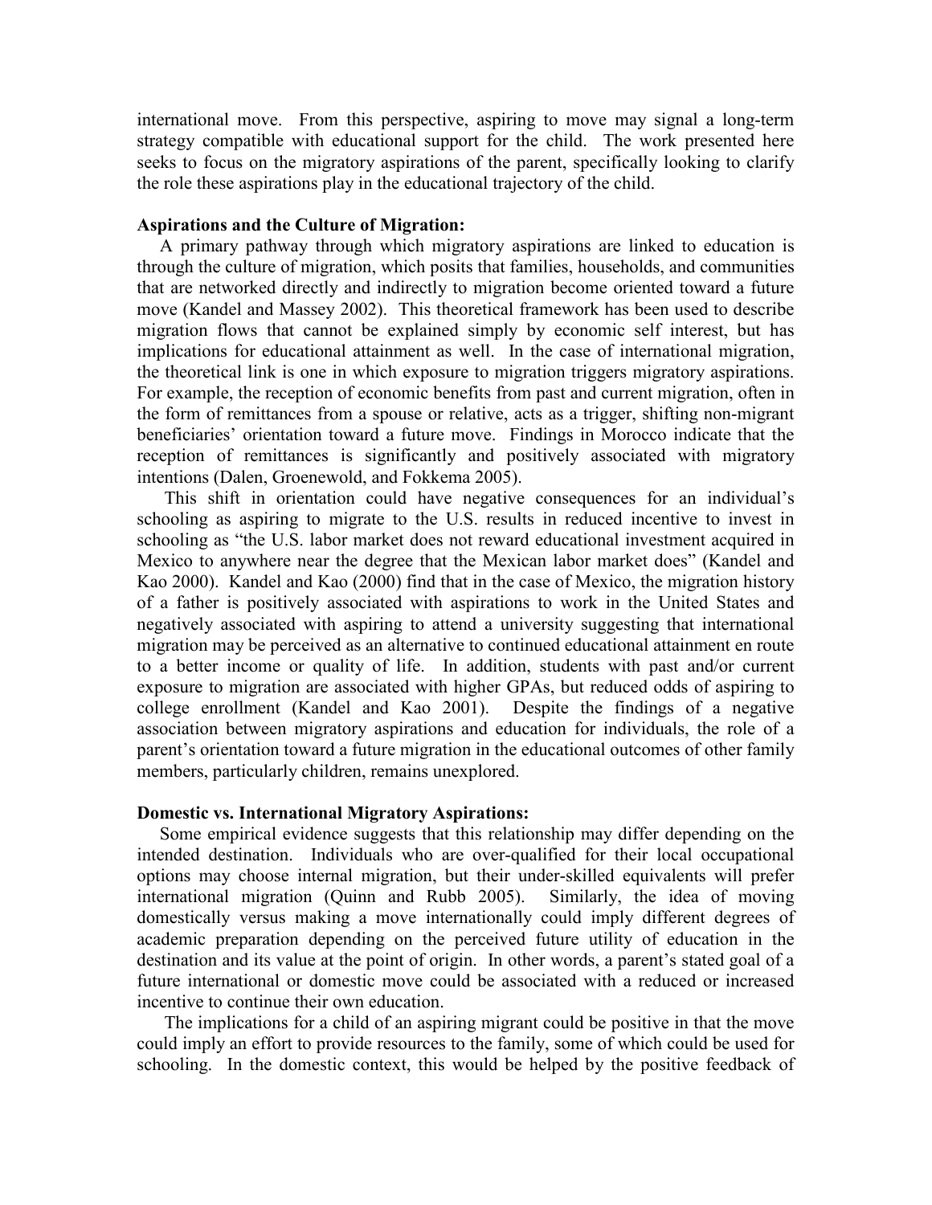international move. From this perspective, aspiring to move may signal a long-term strategy compatible with educational support for the child. The work presented here seeks to focus on the migratory aspirations of the parent, specifically looking to clarify the role these aspirations play in the educational trajectory of the child.

**Aspirations and the Culture of Migration:**

A primary pathway through which migratory aspirations are linked to education is through the culture of migration, which posits that families, households, and communities that are networked directly and indirectly to migration become oriented toward a future move (Kandel and Massey 2002). This theoretical framework has been used to describe migration flows that cannot be explained simply by economic self interest, but has implications for educational attainment as well. In the case of international migration, the theoretical link is one in which exposure to migration triggers migratory aspirations. For example, the reception of economic benefits from past and current migration, often in the form of remittances from a spouse or relative, acts as a trigger, shifting non-migrant beneficiaries' orientation toward a future move. Findings in Morocco indicate that the reception of remittances is significantly and positively associated with migratory intentions (Dalen, Groenewold, and Fokkema 2005).

This shift in orientation could have negative consequences for an individual's schooling as aspiring to migrate to the U.S. results in reduced incentive to invest in schooling as "the U.S. labor market does not reward educational investment acquired in Mexico to anywhere near the degree that the Mexican labor market does" (Kandel and Kao 2000). Kandel and Kao (2000) find that in the case of Mexico, the migration history of a father is positively associated with aspirations to work in the United States and negatively associated with aspiring to attend a university suggesting that international migration may be perceived as an alternative to continued educational attainment en route to a better income or quality of life. In addition, students with past and/or current exposure to migration are associated with higher GPAs, but reduced odds of aspiring to college enrollment (Kandel and Kao 2001). Despite the findings of a negative association between migratory aspirations and education for individuals, the role of a parent's orientation toward a future migration in the educational outcomes of other family members, particularly children, remains unexplored.

**Domestic vs. International Migratory Aspirations:**

Some empirical evidence suggests that this relationship may differ depending on the intended destination. Individuals who are over-qualified for their local occupational options may choose internal migration, but their under-skilled equivalents will prefer international migration (Quinn and Rubb 2005). Similarly, the idea of moving domestically versus making a move internationally could imply different degrees of academic preparation depending on the perceived future utility of education in the destination and its value at the point of origin. In other words, a parent's stated goal of a future international or domestic move could be associated with a reduced or increased incentive to continue their own education.

The implications for a child of an aspiring migrant could be positive in that the move could imply an effort to provide resources to the family, some of which could be used for schooling. In the domestic context, this would be helped by the positive feedback of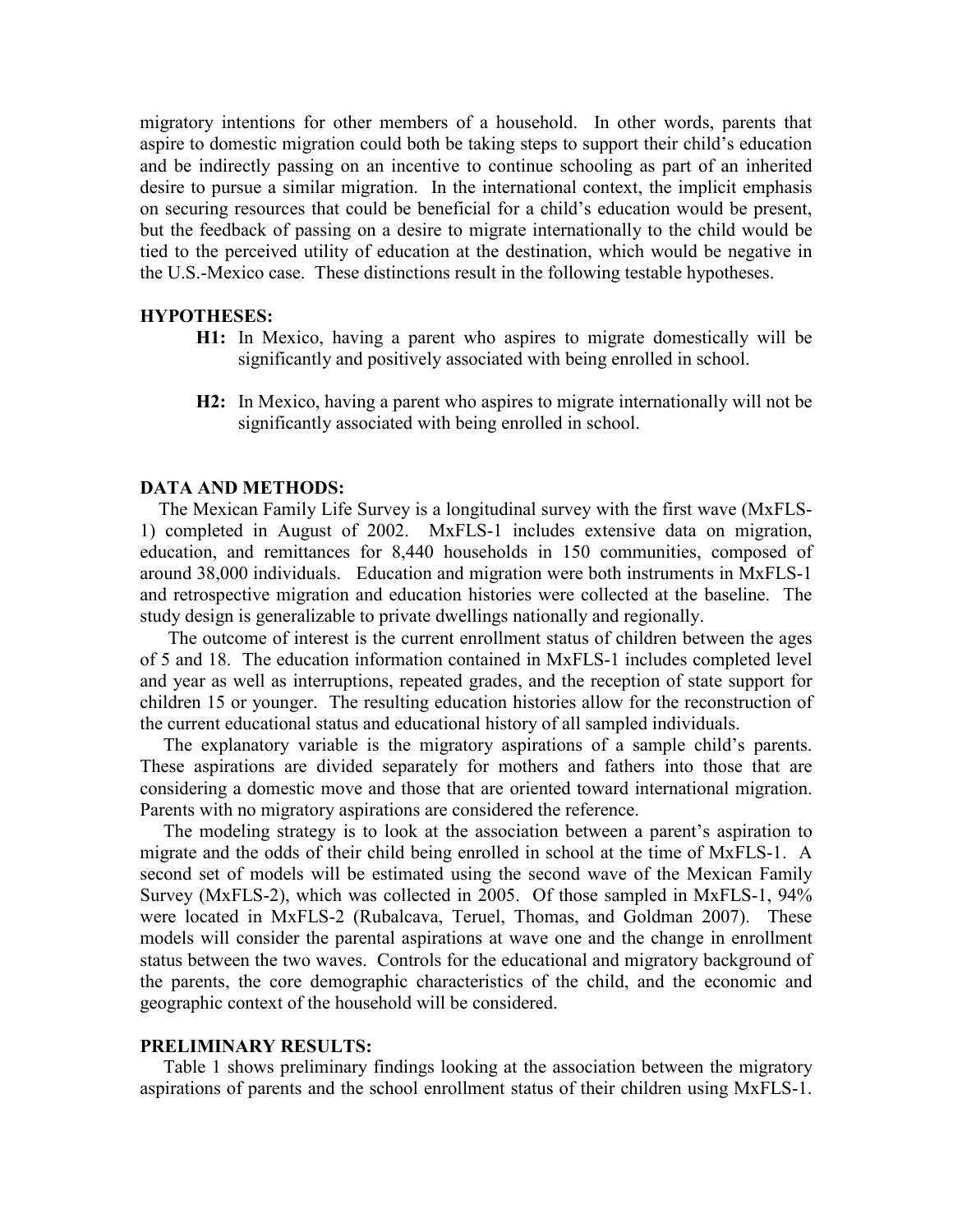migratory intentions for other members of a household. In other words, parents that aspire to domestic migration could both be taking steps to support their child's education and be indirectly passing on an incentive to continue schooling as part of an inherited desire to pursue a similar migration. In the international context, the implicit emphasis on securing resources that could be beneficial for a child's education would be present, but the feedback of passing on a desire to migrate internationally to the child would be tied to the perceived utility of education at the destination, which would be negative in the U.S.-Mexico case. These distinctions result in the following testable hypotheses.

## HYPOTHESES:

- **H1:** In Mexico, having a parent who aspires to migrate domestically will be significantly and positively associated with being enrolled in school.

- **H2:** In Mexico, having a parent who aspires to migrate internationally will not be significantly associated with being enrolled in school.

## DATA AND METHODS:

The Mexican Family Life Survey is a longitudinal survey with the first wave (MxFLS-1) completed in August of 2002. MxFLS-1 includes extensive data on migration, education, and remittances for 8,440 households in 150 communities, composed of around 38,000 individuals. Education and migration were both instruments in MxFLS-1 and retrospective migration and education histories were collected at the baseline. The study design is generalizable to private dwellings nationally and regionally.

The outcome of interest is the current enrollment status of children between the ages of 5 and 18. The education information contained in MxFLS-1 includes completed level and year as well as interruptions, repeated grades, and the reception of state support for children 15 or younger. The resulting education histories allow for the reconstruction of the current educational status and educational history of all sampled individuals.

The explanatory variable is the migratory aspirations of a sample child's parents. These aspirations are divided separately for mothers and fathers into those that are considering a domestic move and those that are oriented toward international migration. Parents with no migratory aspirations are considered the reference.

The modeling strategy is to look at the association between a parent's aspiration to migrate and the odds of their child being enrolled in school at the time of MxFLS-1. A second set of models will be estimated using the second wave of the Mexican Family Survey (MxFLS-2), which was collected in 2005. Of those sampled in MxFLS-1, 94% were located in MxFLS-2 (Rubalcava, Teruel, Thomas, and Goldman 2007). These models will consider the parental aspirations at wave one and the change in enrollment status between the two waves. Controls for the educational and migratory background of the parents, the core demographic characteristics of the child, and the economic and geographic context of the household will be considered.

## PRELIMINARY RESULTS:

Table 1 shows preliminary findings looking at the association between the migratory aspirations of parents and the school enrollment status of their children using MxFLS-1.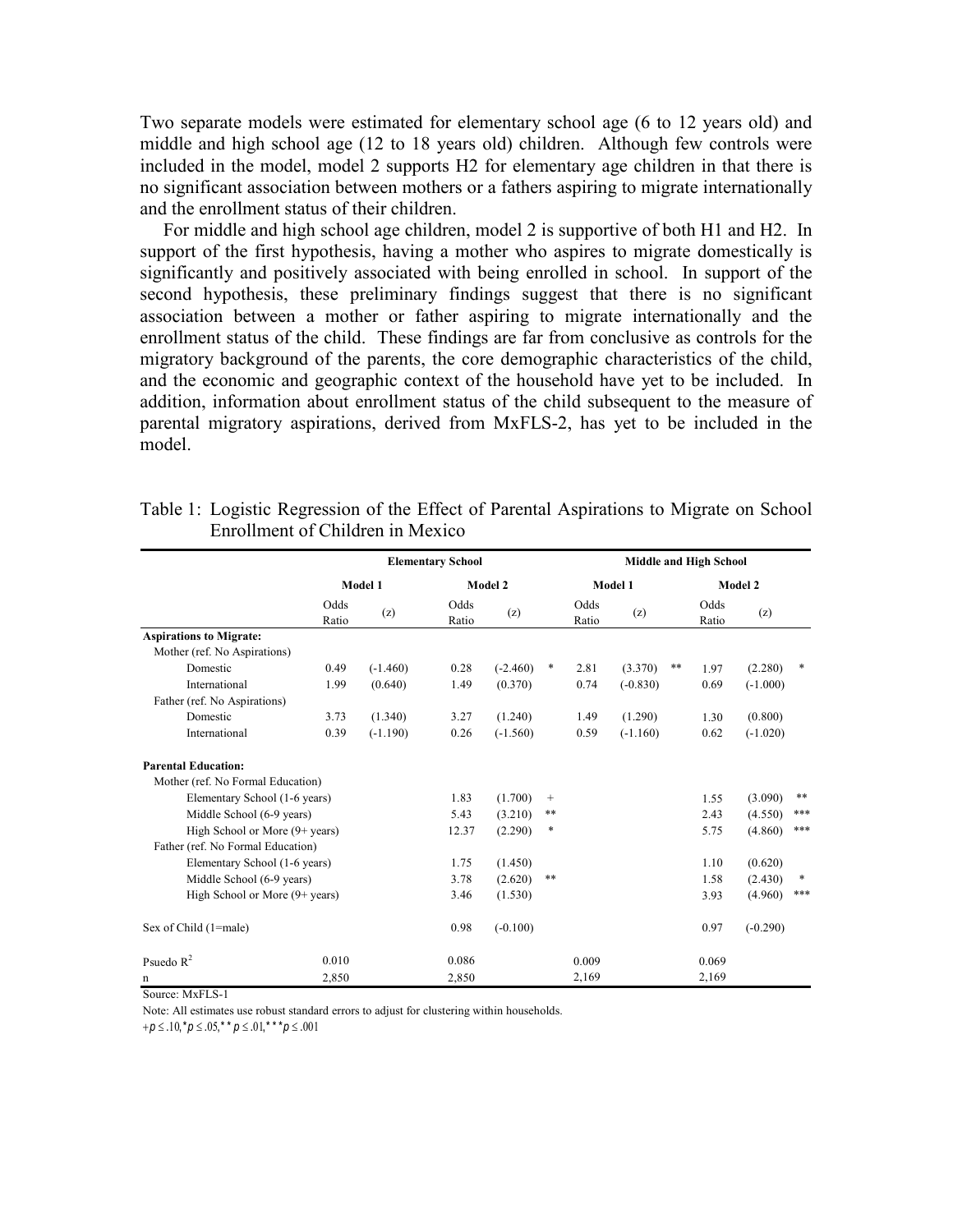Two separate models were estimated for elementary school age (6 to 12 years old) and middle and high school age (12 to 18 years old) children. Although few controls were included in the model, model 2 supports H2 for elementary age children in that there is no significant association between mothers or a fathers aspiring to migrate internationally and the enrollment status of their children.

For middle and high school age children, model 2 is supportive of both H1 and H2. In support of the first hypothesis, having a mother who aspires to migrate domestically is significantly and positively associated with being enrolled in school. In support of the second hypothesis, these preliminary findings suggest that there is no significant association between a mother or father aspiring to migrate internationally and the enrollment status of the child. These findings are far from conclusive as controls for the migratory background of the parents, the core demographic characteristics of the child, and the economic and geographic context of the household have yet to be included. In addition, information about enrollment status of the child subsequent to the measure of parental migratory aspirations, derived from MxFLS-2, has yet to be included in the model.

Table 1: Logistic Regression of the Effect of Parental Aspirations to Migrate on School Enrollment of Children in Mexico

| | Elementary School | | | | | Middle and High School | | | | | |
|---|---|---|---|---|---|---|---|---|---|---|---|
| | Model 1 | | Model 2 | | | Model 1 | | | Model 2 | | |
| | Odds Ratio | (z) | Odds Ratio | (z) | | Odds Ratio | (z) | | Odds Ratio | (z) | |
| **Aspirations to Migrate:** | | | | | | | | | | | |
| Mother (ref. No Aspirations) | | | | | | | | | | | |
| Domestic | 0.49 | (-1.460) | 0.28 | (-2.460) | * | 2.81 | (3.370) | ** | 1.97 | (2.280) | * |
| International | 1.99 | (0.640) | 1.49 | (0.370) | | 0.74 | (-0.830) | | 0.69 | (-1.000) | |
| Father (ref. No Aspirations) | | | | | | | | | | | |
| Domestic | 3.73 | (1.340) | 3.27 | (1.240) | | 1.49 | (1.290) | | 1.30 | (0.800) | |
| International | 0.39 | (-1.190) | 0.26 | (-1.560) | | 0.59 | (-1.160) | | 0.62 | (-1.020) | |
| **Parental Education:** | | | | | | | | | | | |
| Mother (ref. No Formal Education) | | | | | | | | | | | |
| Elementary School (1-6 years) | | | 1.83 | (1.700) | + | | | | 1.55 | (3.090) | ** |
| Middle School (6-9 years) | | | 5.43 | (3.210) | ** | | | | 2.43 | (4.550) | *** |
| High School or More (9+ years) | | | 12.37 | (2.290) | * | | | | 5.75 | (4.860) | *** |
| Father (ref. No Formal Education) | | | | | | | | | | | |
| Elementary School (1-6 years) | | | 1.75 | (1.450) | | | | | 1.10 | (0.620) | |
| Middle School (6-9 years) | | | 3.78 | (2.620) | ** | | | | 1.58 | (2.430) | * |
| High School or More (9+ years) | | | 3.46 | (1.530) | | | | | 3.93 | (4.960) | *** |
| Sex of Child (1=male) | | | 0.98 | (-0.100) | | | | | 0.97 | (-0.290) | |
| Psuedo $R^2$ | 0.010 | | 0.086 | | | 0.009 | | | 0.069 | | |
| n | 2,850 | | 2,850 | | | 2,169 | | | 2,169 | | |

Source: MxFLS-1

Note: All estimates use robust standard errors to adjust for clustering within households.

$+p \leq .10, *p \leq .05, **p \leq .01, ***p \leq .001$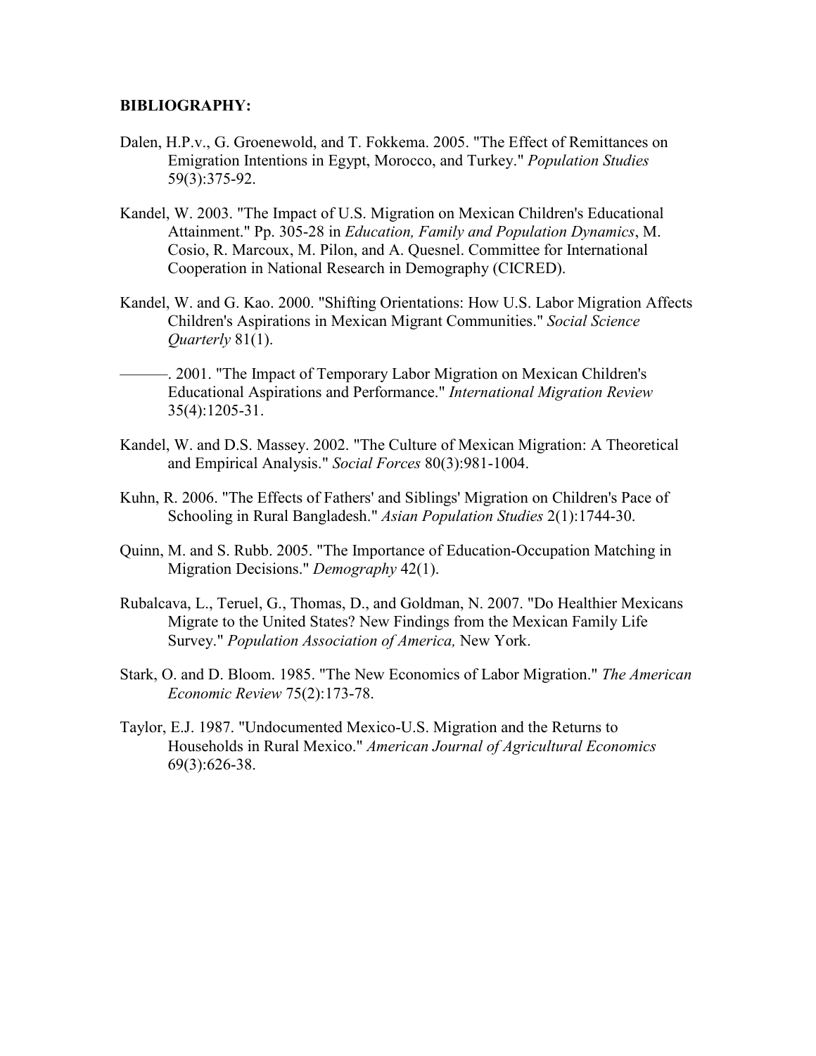**BIBLIOGRAPHY:**

Dalen, H.P.v., G. Groenewold, and T. Fokkema. 2005. "The Effect of Remittances on Emigration Intentions in Egypt, Morocco, and Turkey." *Population Studies* 59(3):375-92.

Kandel, W. 2003. "The Impact of U.S. Migration on Mexican Children's Educational Attainment." Pp. 305-28 in *Education, Family and Population Dynamics*, M. Cosio, R. Marcoux, M. Pilon, and A. Quesnel. Committee for International Cooperation in National Research in Demography (CICRED).

Kandel, W. and G. Kao. 2000. "Shifting Orientations: How U.S. Labor Migration Affects Children's Aspirations in Mexican Migrant Communities." *Social Science Quarterly* 81(1).

———. 2001. "The Impact of Temporary Labor Migration on Mexican Children's Educational Aspirations and Performance." *International Migration Review* 35(4):1205-31.

Kandel, W. and D.S. Massey. 2002. "The Culture of Mexican Migration: A Theoretical and Empirical Analysis." *Social Forces* 80(3):981-1004.

Kuhn, R. 2006. "The Effects of Fathers' and Siblings' Migration on Children's Pace of Schooling in Rural Bangladesh." *Asian Population Studies* 2(1):1744-30.

Quinn, M. and S. Rubb. 2005. "The Importance of Education-Occupation Matching in Migration Decisions." *Demography* 42(1).

Rubalcava, L., Teruel, G., Thomas, D., and Goldman, N. 2007. "Do Healthier Mexicans Migrate to the United States? New Findings from the Mexican Family Life Survey." *Population Association of America,* New York.

Stark, O. and D. Bloom. 1985. "The New Economics of Labor Migration." *The American Economic Review* 75(2):173-78.

Taylor, E.J. 1987. "Undocumented Mexico-U.S. Migration and the Returns to Households in Rural Mexico." *American Journal of Agricultural Economics* 69(3):626-38.